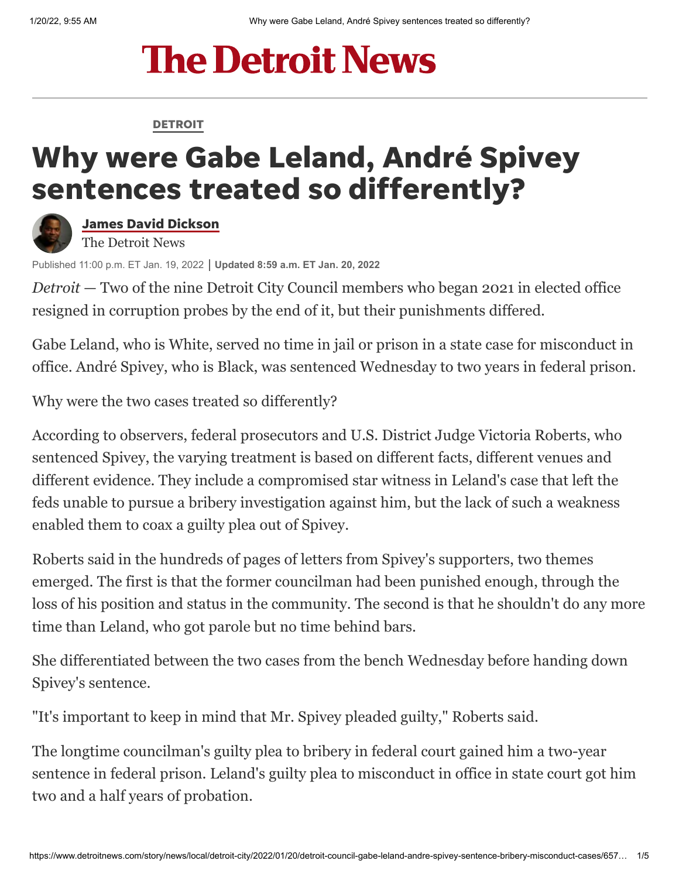# The Detroit News

DETROIT

# Why were Gabe Leland, André Spivey sentences treated so differently?

**James David Dickson**
The Detroit News

Published 11:00 p.m. ET Jan. 19, 2022 | **Updated 8:59 a.m. ET Jan. 20, 2022**

*Detroit* — Two of the nine Detroit City Council members who began 2021 in elected office resigned in corruption probes by the end of it, but their punishments differed.

Gabe Leland, who is White, served no time in jail or prison in a state case for misconduct in office. André Spivey, who is Black, was sentenced Wednesday to two years in federal prison.

Why were the two cases treated so differently?

According to observers, federal prosecutors and U.S. District Judge Victoria Roberts, who sentenced Spivey, the varying treatment is based on different facts, different venues and different evidence. They include a compromised star witness in Leland's case that left the feds unable to pursue a bribery investigation against him, but the lack of such a weakness enabled them to coax a guilty plea out of Spivey.

Roberts said in the hundreds of pages of letters from Spivey's supporters, two themes emerged. The first is that the former councilman had been punished enough, through the loss of his position and status in the community. The second is that he shouldn't do any more time than Leland, who got parole but no time behind bars.

She differentiated between the two cases from the bench Wednesday before handing down Spivey's sentence.

"It's important to keep in mind that Mr. Spivey pleaded guilty," Roberts said.

The longtime councilman's guilty plea to bribery in federal court gained him a two-year sentence in federal prison. Leland's guilty plea to misconduct in office in state court got him two and a half years of probation.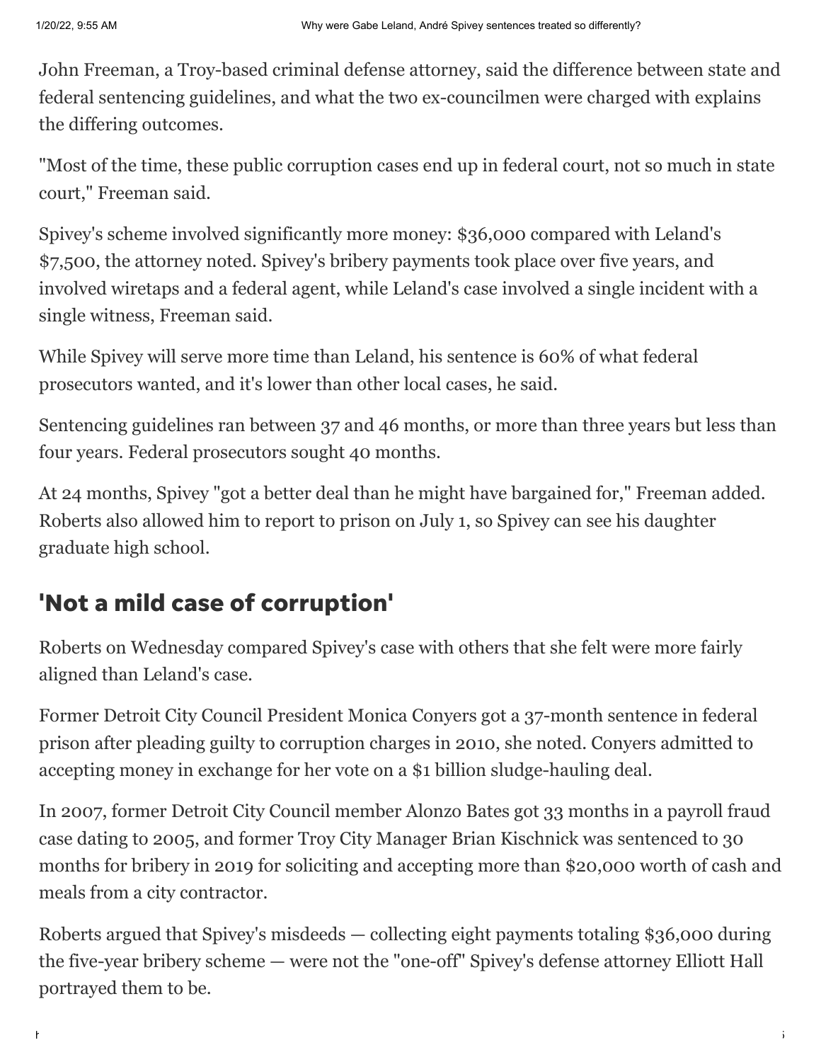John Freeman, a Troy-based criminal defense attorney, said the difference between state and federal sentencing guidelines, and what the two ex-councilmen were charged with explains the differing outcomes.

"Most of the time, these public corruption cases end up in federal court, not so much in state court," Freeman said.

Spivey's scheme involved significantly more money: $36,000 compared with Leland's $7,500, the attorney noted. Spivey's bribery payments took place over five years, and involved wiretaps and a federal agent, while Leland's case involved a single incident with a single witness, Freeman said.

While Spivey will serve more time than Leland, his sentence is 60% of what federal prosecutors wanted, and it's lower than other local cases, he said.

Sentencing guidelines ran between 37 and 46 months, or more than three years but less than four years. Federal prosecutors sought 40 months.

At 24 months, Spivey "got a better deal than he might have bargained for," Freeman added. Roberts also allowed him to report to prison on July 1, so Spivey can see his daughter graduate high school.

## 'Not a mild case of corruption'

Roberts on Wednesday compared Spivey's case with others that she felt were more fairly aligned than Leland's case.

Former Detroit City Council President Monica Conyers got a 37-month sentence in federal prison after pleading guilty to corruption charges in 2010, she noted. Conyers admitted to accepting money in exchange for her vote on a $1 billion sludge-hauling deal.

In 2007, former Detroit City Council member Alonzo Bates got 33 months in a payroll fraud case dating to 2005, and former Troy City Manager Brian Kischnick was sentenced to 30 months for bribery in 2019 for soliciting and accepting more than $20,000 worth of cash and meals from a city contractor.

Roberts argued that Spivey's misdeeds — collecting eight payments totaling $36,000 during the five-year bribery scheme — were not the "one-off" Spivey's defense attorney Elliott Hall portrayed them to be.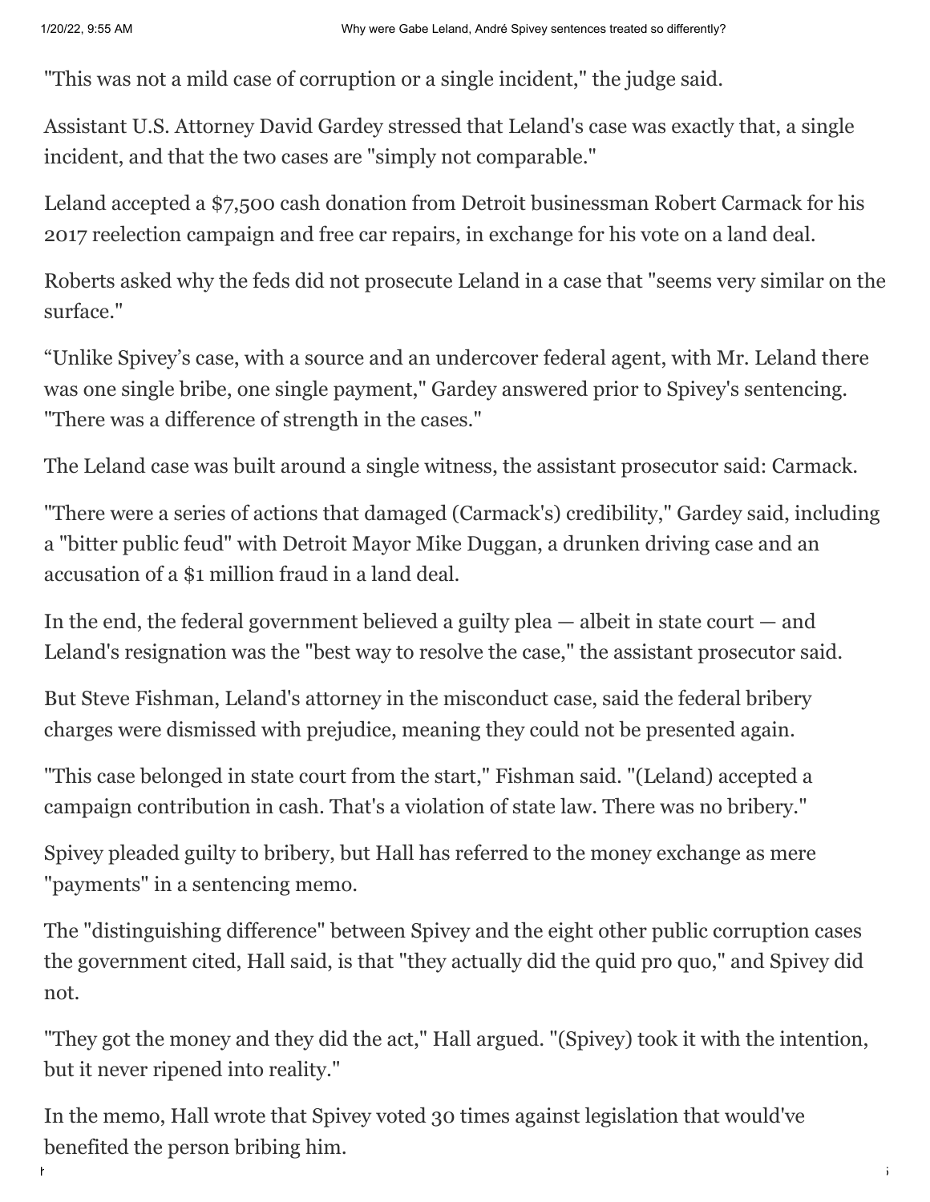"This was not a mild case of corruption or a single incident," the judge said.

Assistant U.S. Attorney David Gardey stressed that Leland's case was exactly that, a single incident, and that the two cases are "simply not comparable."

Leland accepted a $7,500 cash donation from Detroit businessman Robert Carmack for his 2017 reelection campaign and free car repairs, in exchange for his vote on a land deal.

Roberts asked why the feds did not prosecute Leland in a case that "seems very similar on the surface."

"Unlike Spivey's case, with a source and an undercover federal agent, with Mr. Leland there was one single bribe, one single payment," Gardey answered prior to Spivey's sentencing. "There was a difference of strength in the cases."

The Leland case was built around a single witness, the assistant prosecutor said: Carmack.

"There were a series of actions that damaged (Carmack's) credibility," Gardey said, including a "bitter public feud" with Detroit Mayor Mike Duggan, a drunken driving case and an accusation of a $1 million fraud in a land deal.

In the end, the federal government believed a guilty plea — albeit in state court — and Leland's resignation was the "best way to resolve the case," the assistant prosecutor said.

But Steve Fishman, Leland's attorney in the misconduct case, said the federal bribery charges were dismissed with prejudice, meaning they could not be presented again.

"This case belonged in state court from the start," Fishman said. "(Leland) accepted a campaign contribution in cash. That's a violation of state law. There was no bribery."

Spivey pleaded guilty to bribery, but Hall has referred to the money exchange as mere "payments" in a sentencing memo.

The "distinguishing difference" between Spivey and the eight other public corruption cases the government cited, Hall said, is that "they actually did the quid pro quo," and Spivey did not.

"They got the money and they did the act," Hall argued. "(Spivey) took it with the intention, but it never ripened into reality."

In the memo, Hall wrote that Spivey voted 30 times against legislation that would've benefited the person bribing him.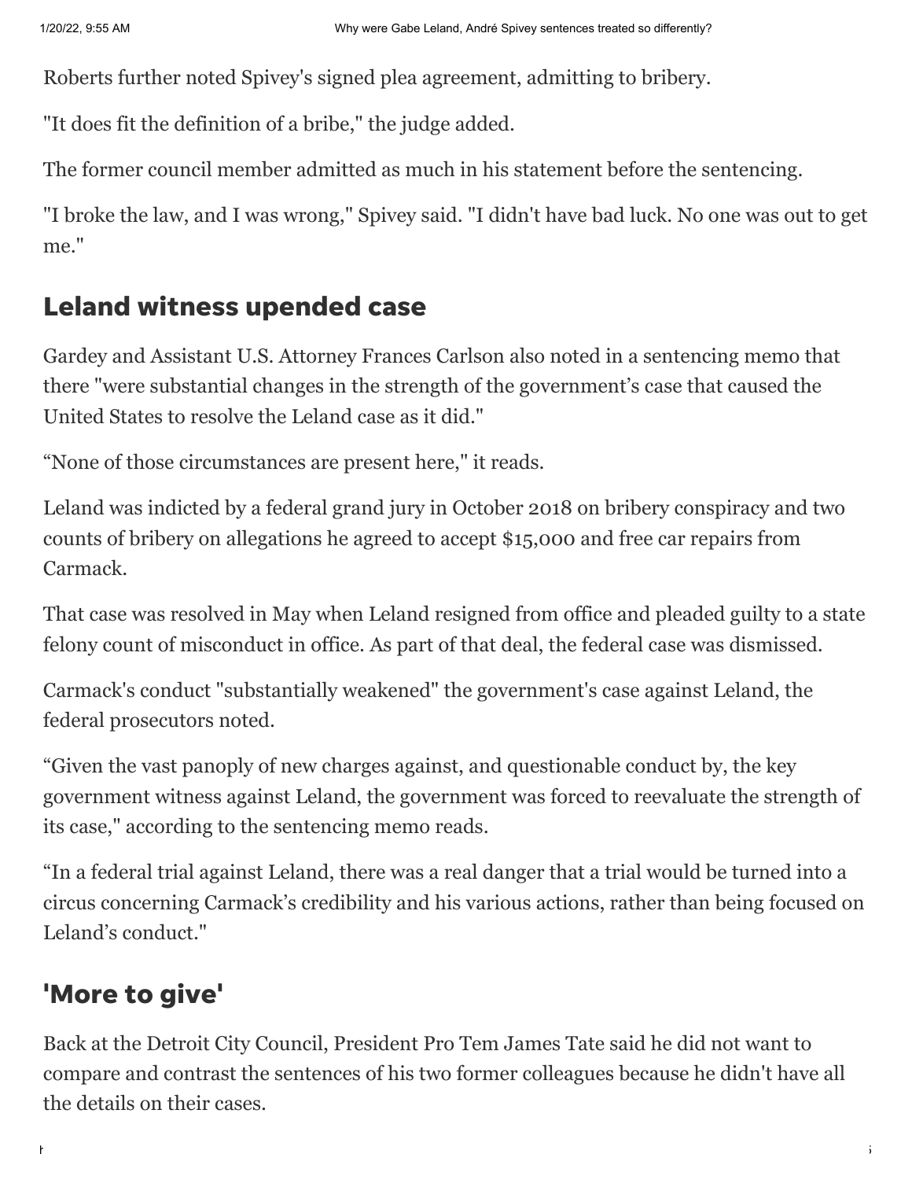Roberts further noted Spivey's signed plea agreement, admitting to bribery.

"It does fit the definition of a bribe," the judge added.

The former council member admitted as much in his statement before the sentencing.

"I broke the law, and I was wrong," Spivey said. "I didn't have bad luck. No one was out to get me."

## Leland witness upended case

Gardey and Assistant U.S. Attorney Frances Carlson also noted in a sentencing memo that there "were substantial changes in the strength of the government's case that caused the United States to resolve the Leland case as it did."

"None of those circumstances are present here," it reads.

Leland was indicted by a federal grand jury in October 2018 on bribery conspiracy and two counts of bribery on allegations he agreed to accept $15,000 and free car repairs from Carmack.

That case was resolved in May when Leland resigned from office and pleaded guilty to a state felony count of misconduct in office. As part of that deal, the federal case was dismissed.

Carmack's conduct "substantially weakened" the government's case against Leland, the federal prosecutors noted.

"Given the vast panoply of new charges against, and questionable conduct by, the key government witness against Leland, the government was forced to reevaluate the strength of its case," according to the sentencing memo reads.

"In a federal trial against Leland, there was a real danger that a trial would be turned into a circus concerning Carmack's credibility and his various actions, rather than being focused on Leland's conduct."

## 'More to give'

Back at the Detroit City Council, President Pro Tem James Tate said he did not want to compare and contrast the sentences of his two former colleagues because he didn't have all the details on their cases.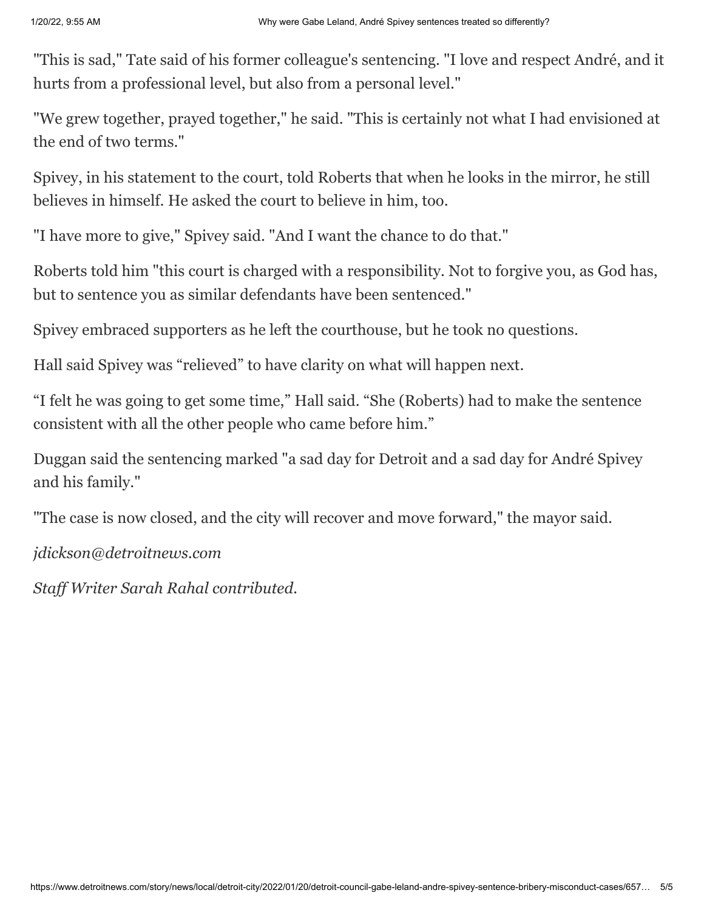"This is sad," Tate said of his former colleague's sentencing. "I love and respect André, and it hurts from a professional level, but also from a personal level."

"We grew together, prayed together," he said. "This is certainly not what I had envisioned at the end of two terms."

Spivey, in his statement to the court, told Roberts that when he looks in the mirror, he still believes in himself. He asked the court to believe in him, too.

"I have more to give," Spivey said. "And I want the chance to do that."

Roberts told him "this court is charged with a responsibility. Not to forgive you, as God has, but to sentence you as similar defendants have been sentenced."

Spivey embraced supporters as he left the courthouse, but he took no questions.

Hall said Spivey was "relieved" to have clarity on what will happen next.

"I felt he was going to get some time," Hall said. "She (Roberts) had to make the sentence consistent with all the other people who came before him."

Duggan said the sentencing marked "a sad day for Detroit and a sad day for André Spivey and his family."

"The case is now closed, and the city will recover and move forward," the mayor said.

*jdickson@detroitnews.com*

*Staff Writer Sarah Rahal contributed.*